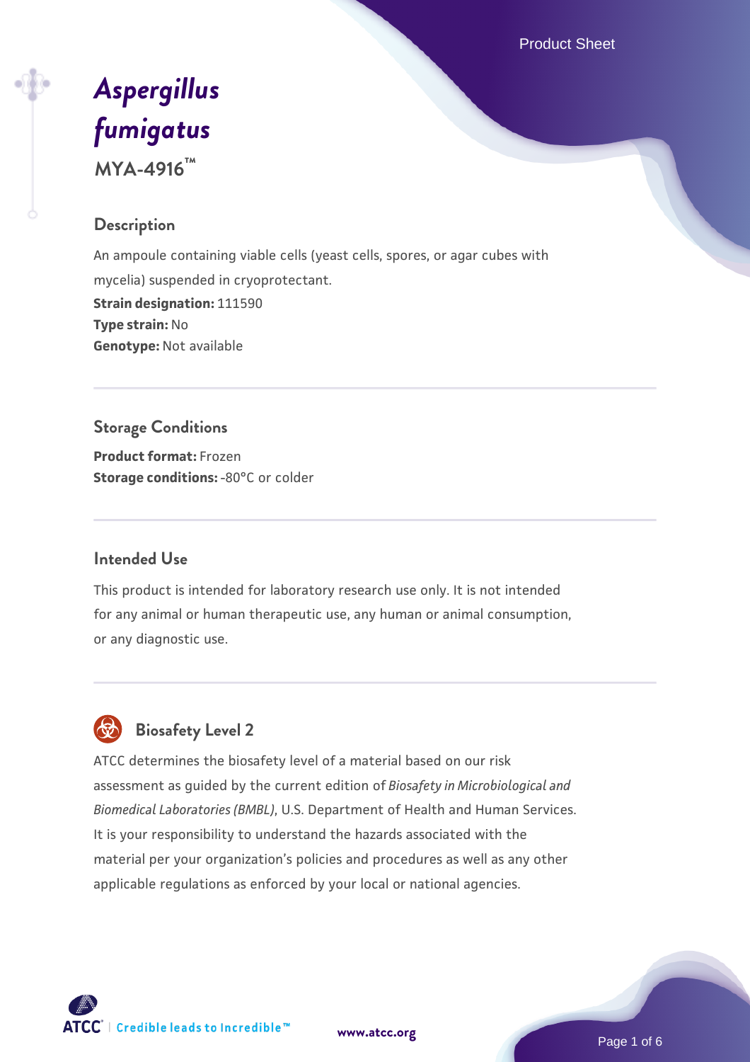# *Aspergillus fumigatus*

**MYA-4916™**

## Description

An ampoule containing viable cells (yeast cells, spores, or agar cubes with mycelia) suspended in cryoprotectant.

**Strain designation:** 111590
**Type strain:** No
**Genotype:** Not available

## Storage Conditions

**Product format:** Frozen
**Storage conditions:** -80°C or colder

## Intended Use

This product is intended for laboratory research use only. It is not intended for any animal or human therapeutic use, any human or animal consumption, or any diagnostic use.

## Biosafety Level 2

ATCC determines the biosafety level of a material based on our risk assessment as guided by the current edition of *Biosafety in Microbiological and Biomedical Laboratories (BMBL)*, U.S. Department of Health and Human Services. It is your responsibility to understand the hazards associated with the material per your organization's policies and procedures as well as any other applicable regulations as enforced by your local or national agencies.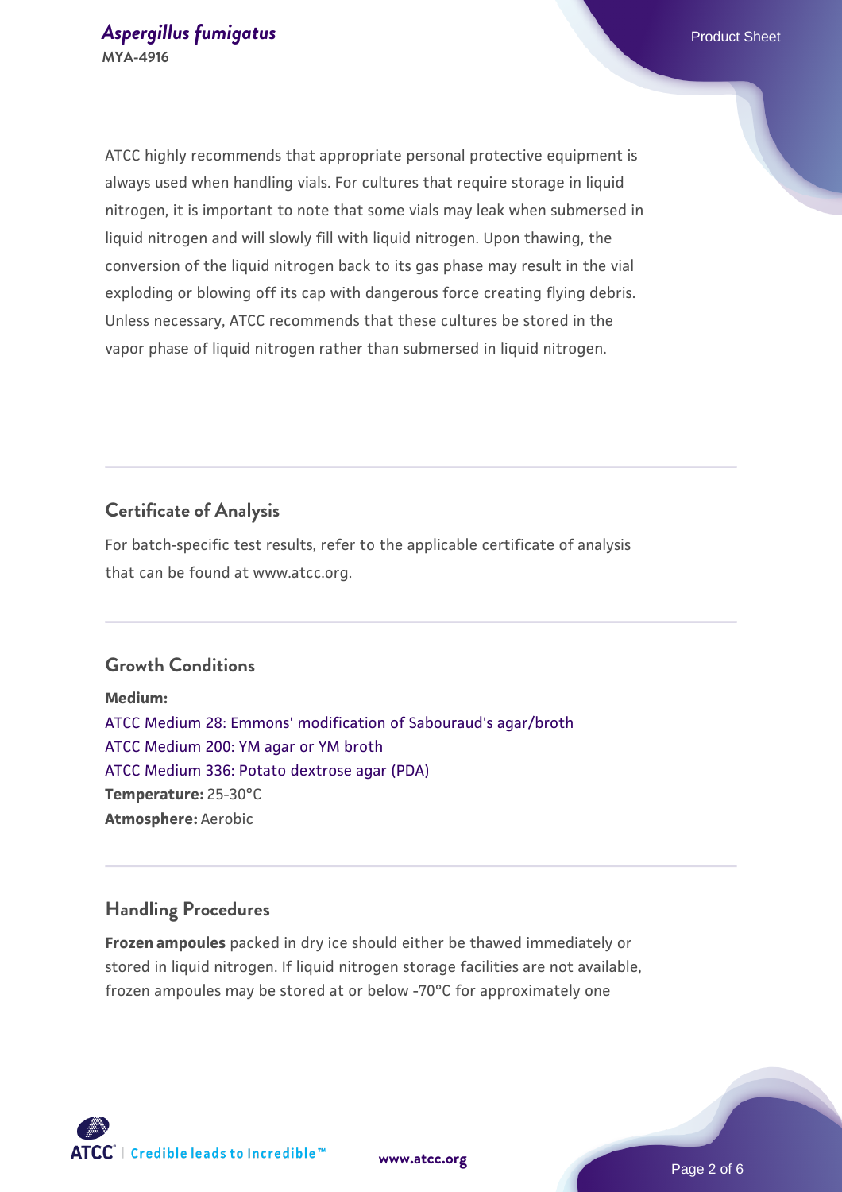ATCC highly recommends that appropriate personal protective equipment is always used when handling vials. For cultures that require storage in liquid nitrogen, it is important to note that some vials may leak when submersed in liquid nitrogen and will slowly fill with liquid nitrogen. Upon thawing, the conversion of the liquid nitrogen back to its gas phase may result in the vial exploding or blowing off its cap with dangerous force creating flying debris. Unless necessary, ATCC recommends that these cultures be stored in the vapor phase of liquid nitrogen rather than submersed in liquid nitrogen.

## Certificate of Analysis

For batch-specific test results, refer to the applicable certificate of analysis that can be found at www.atcc.org.

## Growth Conditions

**Medium:**
ATCC Medium 28: Emmons' modification of Sabouraud's agar/broth
ATCC Medium 200: YM agar or YM broth
ATCC Medium 336: Potato dextrose agar (PDA)
**Temperature:** 25-30°C
**Atmosphere:** Aerobic

## Handling Procedures

**Frozen ampoules** packed in dry ice should either be thawed immediately or stored in liquid nitrogen. If liquid nitrogen storage facilities are not available, frozen ampoules may be stored at or below -70°C for approximately one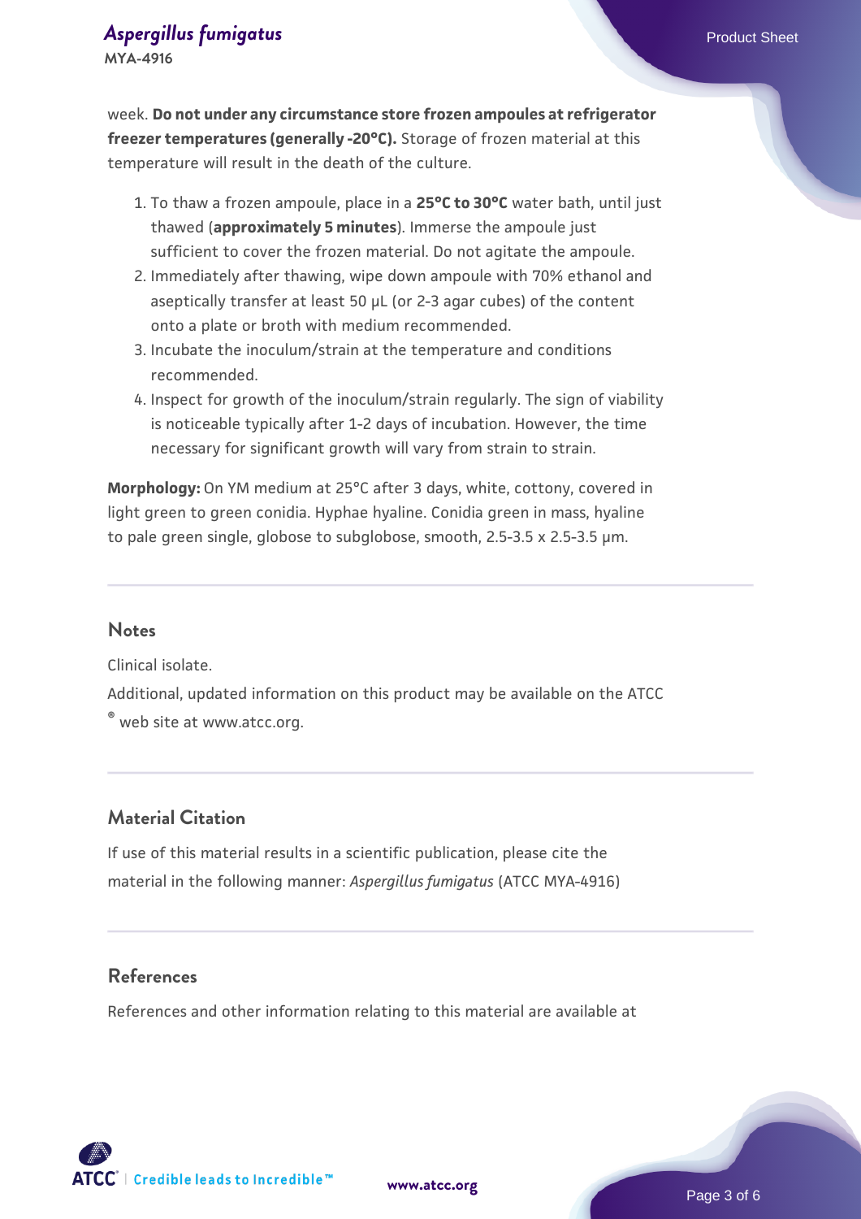week. **Do not under any circumstance store frozen ampoules at refrigerator freezer temperatures (generally -20°C).** Storage of frozen material at this temperature will result in the death of the culture.

1. To thaw a frozen ampoule, place in a **25°C to 30°C** water bath, until just thawed (**approximately 5 minutes**). Immerse the ampoule just sufficient to cover the frozen material. Do not agitate the ampoule.
2. Immediately after thawing, wipe down ampoule with 70% ethanol and aseptically transfer at least 50 µL (or 2-3 agar cubes) of the content onto a plate or broth with medium recommended.
3. Incubate the inoculum/strain at the temperature and conditions recommended.
4. Inspect for growth of the inoculum/strain regularly. The sign of viability is noticeable typically after 1-2 days of incubation. However, the time necessary for significant growth will vary from strain to strain.

**Morphology:** On YM medium at 25°C after 3 days, white, cottony, covered in light green to green conidia. Hyphae hyaline. Conidia green in mass, hyaline to pale green single, globose to subglobose, smooth, 2.5-3.5 x 2.5-3.5 µm.

## Notes

Clinical isolate.

Additional, updated information on this product may be available on the ATCC® web site at www.atcc.org.

## Material Citation

If use of this material results in a scientific publication, please cite the material in the following manner: *Aspergillus fumigatus* (ATCC MYA-4916)

## References

References and other information relating to this material are available at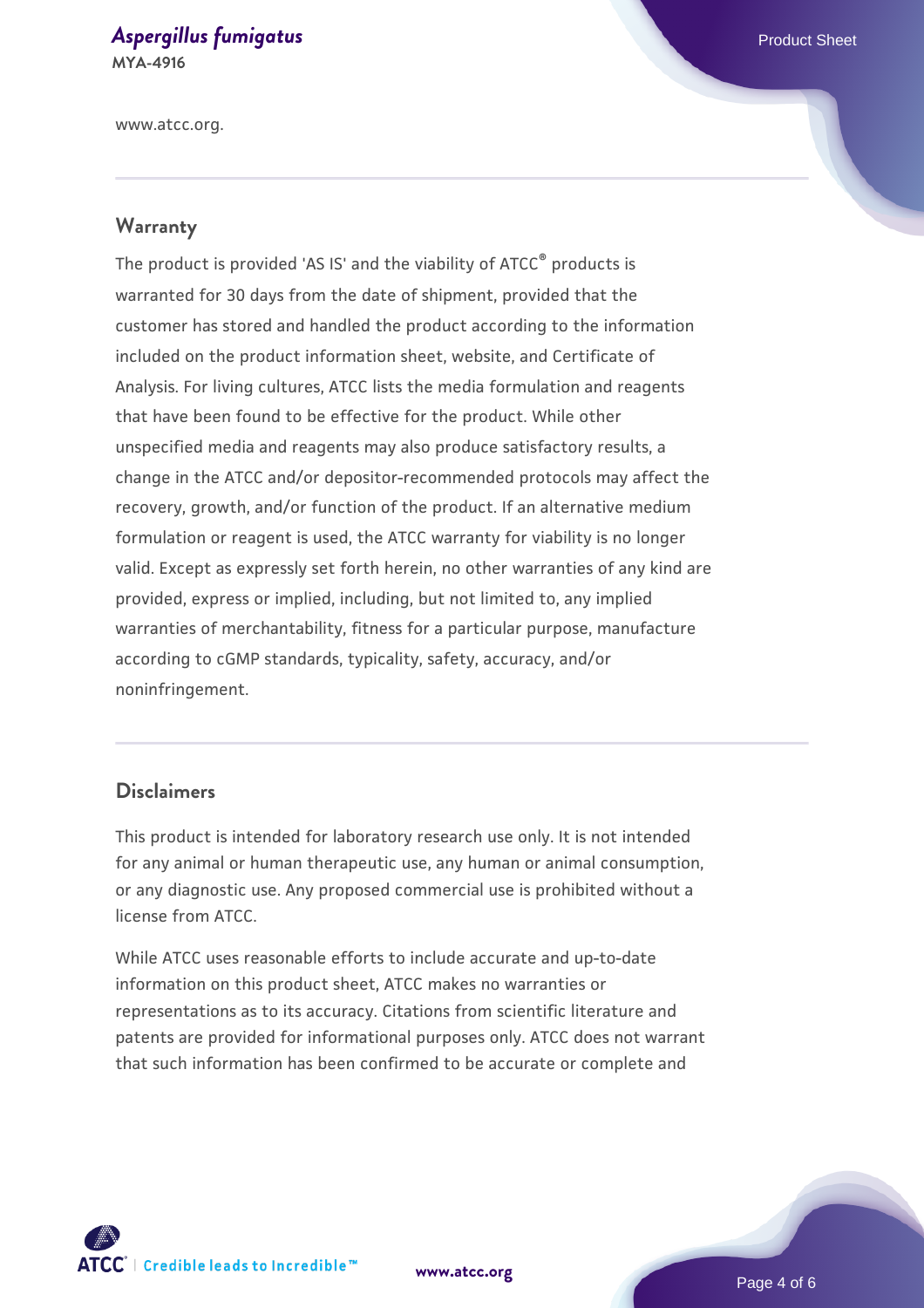www.atcc.org.

## Warranty

The product is provided 'AS IS' and the viability of ATCC® products is warranted for 30 days from the date of shipment, provided that the customer has stored and handled the product according to the information included on the product information sheet, website, and Certificate of Analysis. For living cultures, ATCC lists the media formulation and reagents that have been found to be effective for the product. While other unspecified media and reagents may also produce satisfactory results, a change in the ATCC and/or depositor-recommended protocols may affect the recovery, growth, and/or function of the product. If an alternative medium formulation or reagent is used, the ATCC warranty for viability is no longer valid. Except as expressly set forth herein, no other warranties of any kind are provided, express or implied, including, but not limited to, any implied warranties of merchantability, fitness for a particular purpose, manufacture according to cGMP standards, typicality, safety, accuracy, and/or noninfringement.

## Disclaimers

This product is intended for laboratory research use only. It is not intended for any animal or human therapeutic use, any human or animal consumption, or any diagnostic use. Any proposed commercial use is prohibited without a license from ATCC.

While ATCC uses reasonable efforts to include accurate and up-to-date information on this product sheet, ATCC makes no warranties or representations as to its accuracy. Citations from scientific literature and patents are provided for informational purposes only. ATCC does not warrant that such information has been confirmed to be accurate or complete and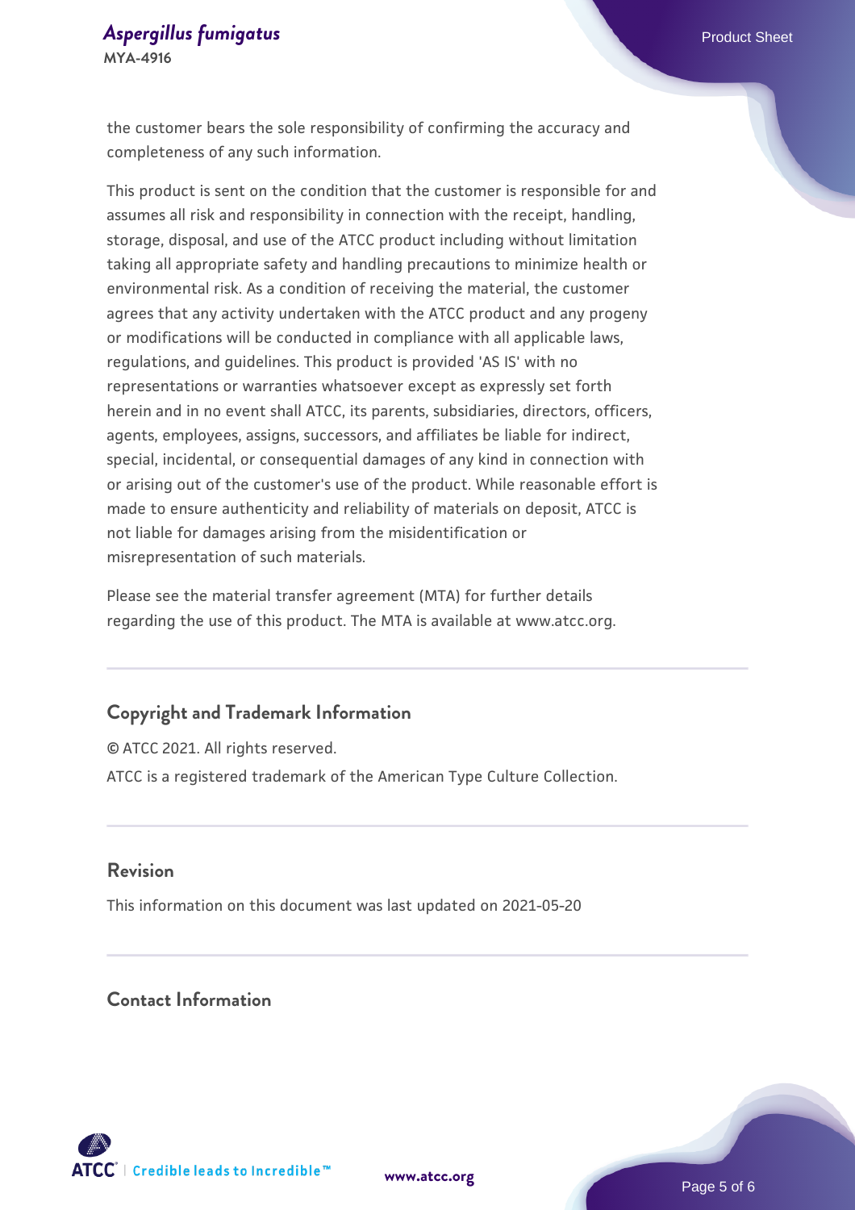the customer bears the sole responsibility of confirming the accuracy and completeness of any such information.

This product is sent on the condition that the customer is responsible for and assumes all risk and responsibility in connection with the receipt, handling, storage, disposal, and use of the ATCC product including without limitation taking all appropriate safety and handling precautions to minimize health or environmental risk. As a condition of receiving the material, the customer agrees that any activity undertaken with the ATCC product and any progeny or modifications will be conducted in compliance with all applicable laws, regulations, and guidelines. This product is provided 'AS IS' with no representations or warranties whatsoever except as expressly set forth herein and in no event shall ATCC, its parents, subsidiaries, directors, officers, agents, employees, assigns, successors, and affiliates be liable for indirect, special, incidental, or consequential damages of any kind in connection with or arising out of the customer's use of the product. While reasonable effort is made to ensure authenticity and reliability of materials on deposit, ATCC is not liable for damages arising from the misidentification or misrepresentation of such materials.

Please see the material transfer agreement (MTA) for further details regarding the use of this product. The MTA is available at www.atcc.org.

## Copyright and Trademark Information

© ATCC 2021. All rights reserved.

ATCC is a registered trademark of the American Type Culture Collection.

## Revision

This information on this document was last updated on 2021-05-20

## Contact Information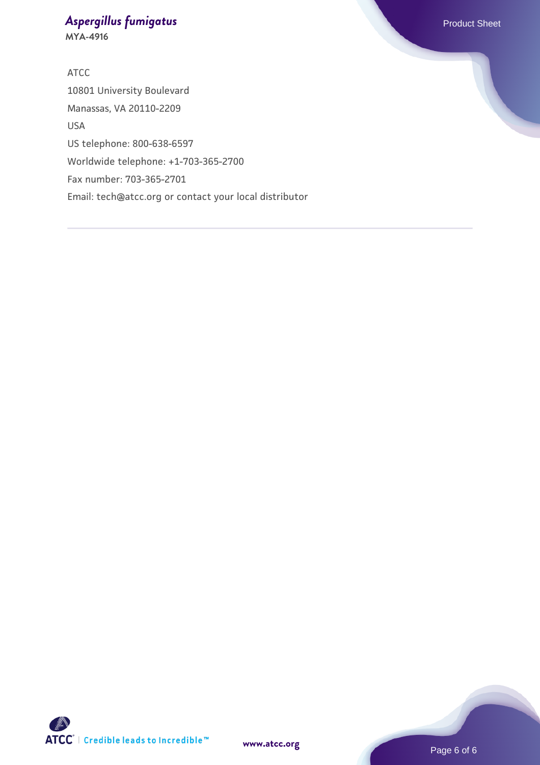ATCC

10801 University Boulevard

Manassas, VA 20110-2209

USA

US telephone: 800-638-6597

Worldwide telephone: +1-703-365-2700

Fax number: 703-365-2701

Email: tech@atcc.org or contact your local distributor